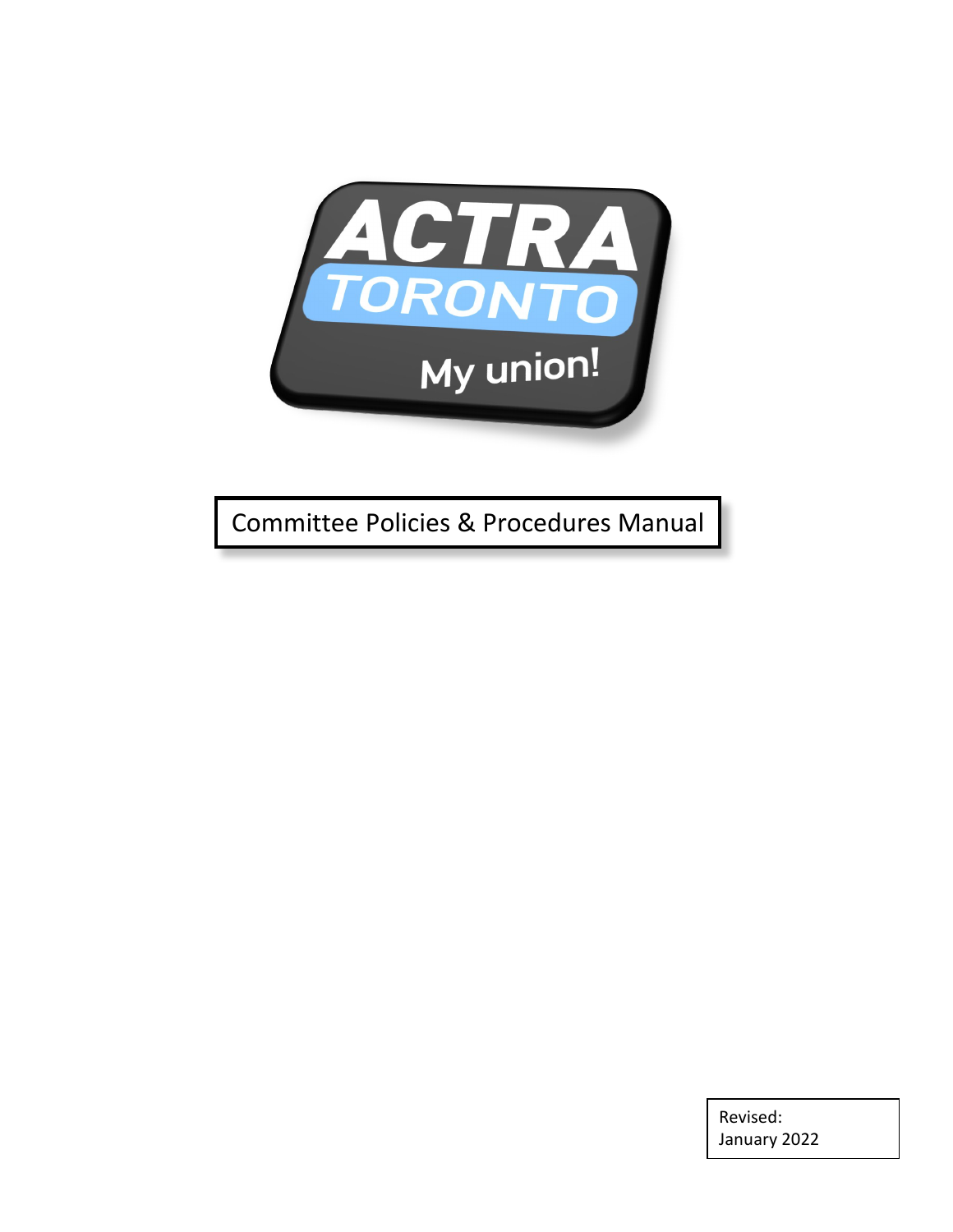ACTRA

TORONTO

My union!

# Committee Policies & Procedures Manual

Revised:
January 2022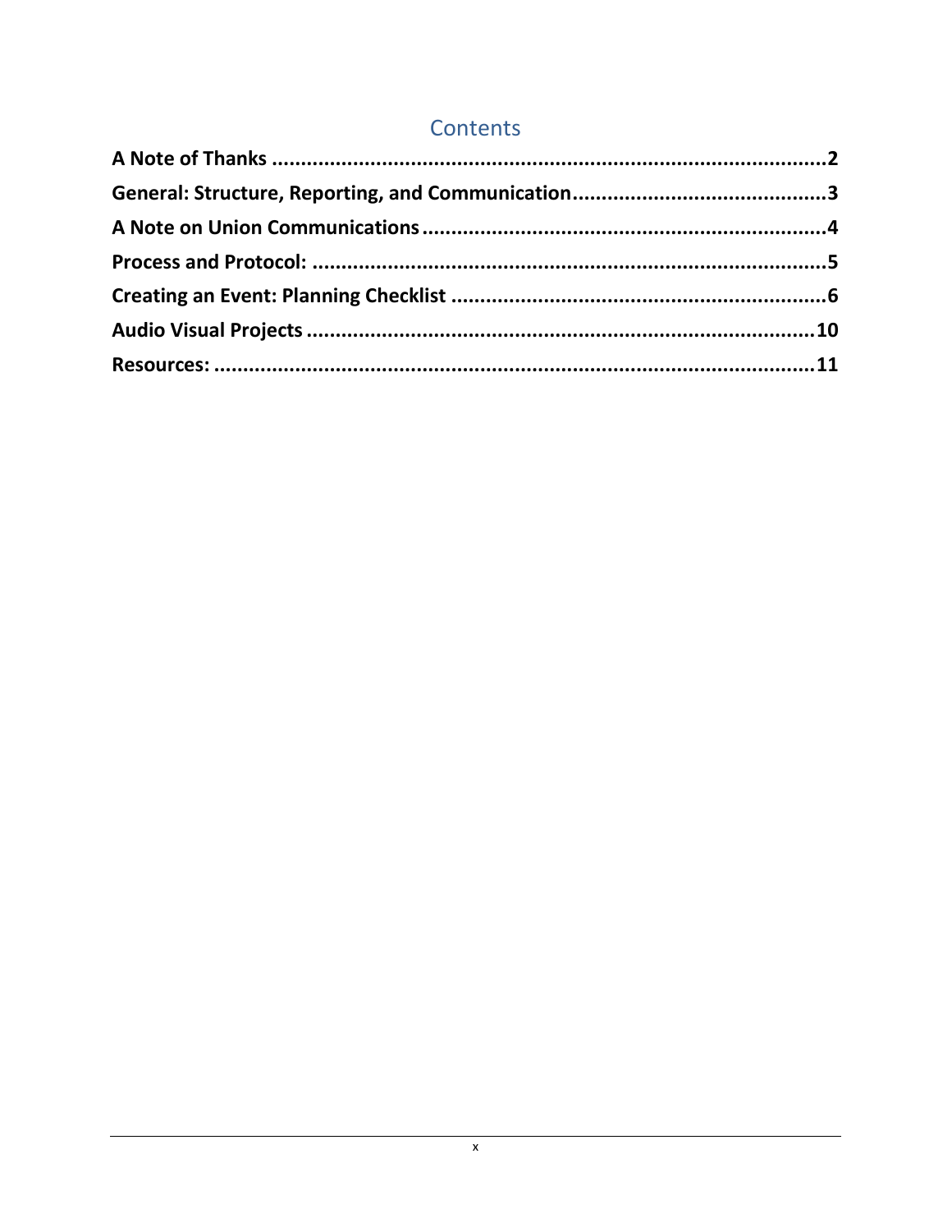# Contents

**A Note of Thanks** ........................................................................................**2**

**General: Structure, Reporting, and Communication**........................................**3**

**A Note on Union Communications**......................................................................**4**

**Process and Protocol:** ........................................................................................**5**

**Creating an Event: Planning Checklist** ..................................................................**6**

**Audio Visual Projects** ........................................................................................**10**

**Resources:** ........................................................................................................**11**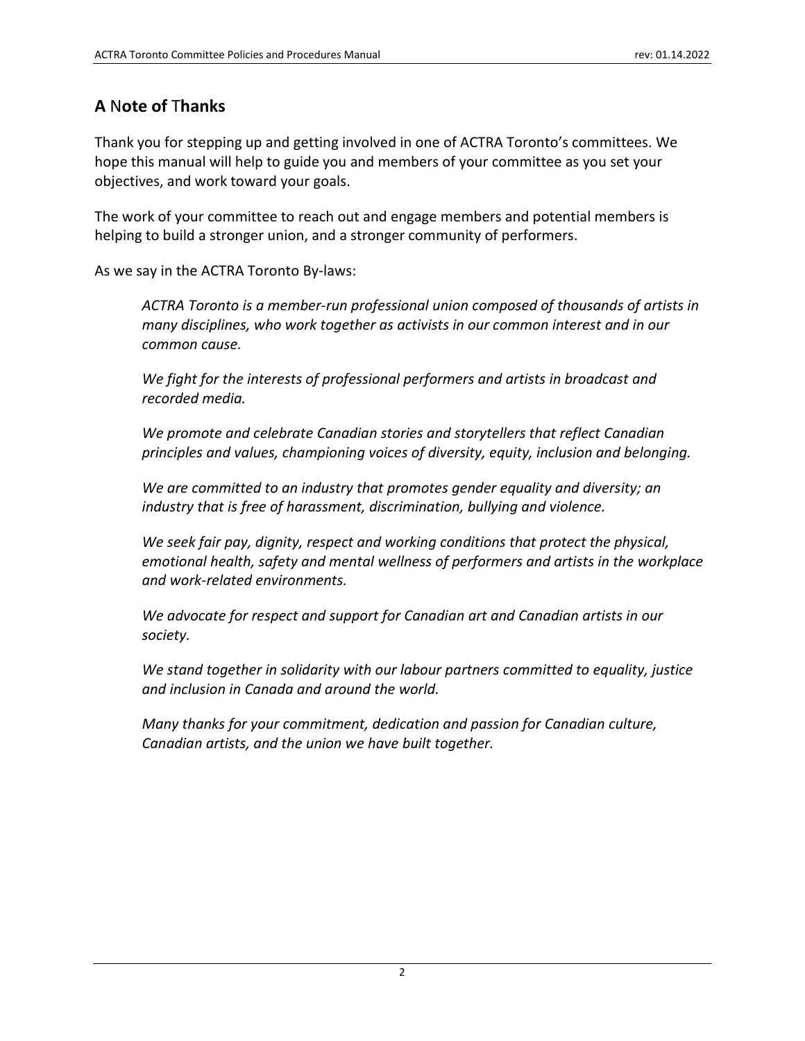## A Note of Thanks

Thank you for stepping up and getting involved in one of ACTRA Toronto's committees. We hope this manual will help to guide you and members of your committee as you set your objectives, and work toward your goals.

The work of your committee to reach out and engage members and potential members is helping to build a stronger union, and a stronger community of performers.

As we say in the ACTRA Toronto By-laws:

> *ACTRA Toronto is a member-run professional union composed of thousands of artists in many disciplines, who work together as activists in our common interest and in our common cause.*
>
> *We fight for the interests of professional performers and artists in broadcast and recorded media.*
>
> *We promote and celebrate Canadian stories and storytellers that reflect Canadian principles and values, championing voices of diversity, equity, inclusion and belonging.*
>
> *We are committed to an industry that promotes gender equality and diversity; an industry that is free of harassment, discrimination, bullying and violence.*
>
> *We seek fair pay, dignity, respect and working conditions that protect the physical, emotional health, safety and mental wellness of performers and artists in the workplace and work-related environments.*
>
> *We advocate for respect and support for Canadian art and Canadian artists in our society.*
>
> *We stand together in solidarity with our labour partners committed to equality, justice and inclusion in Canada and around the world.*
>
> *Many thanks for your commitment, dedication and passion for Canadian culture, Canadian artists, and the union we have built together.*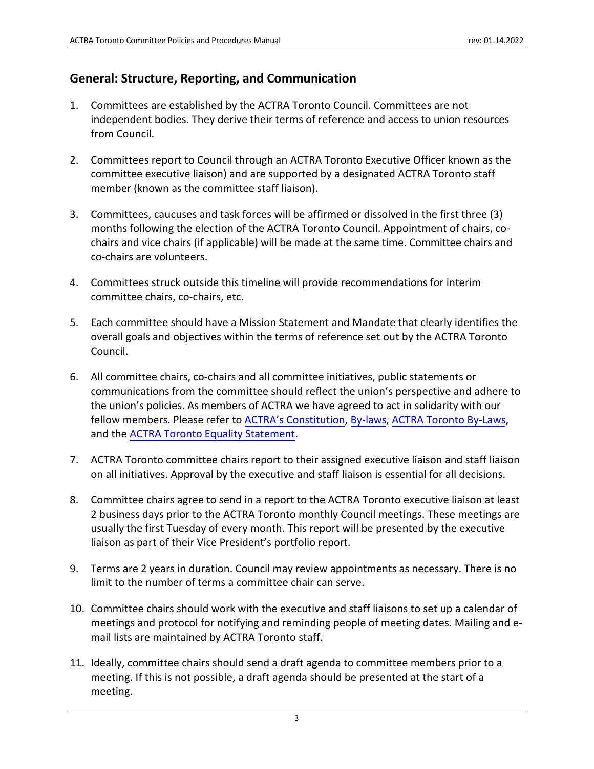## General: Structure, Reporting, and Communication

1. Committees are established by the ACTRA Toronto Council. Committees are not independent bodies. They derive their terms of reference and access to union resources from Council.

2. Committees report to Council through an ACTRA Toronto Executive Officer known as the committee executive liaison) and are supported by a designated ACTRA Toronto staff member (known as the committee staff liaison).

3. Committees, caucuses and task forces will be affirmed or dissolved in the first three (3) months following the election of the ACTRA Toronto Council. Appointment of chairs, co-chairs and vice chairs (if applicable) will be made at the same time. Committee chairs and co-chairs are volunteers.

4. Committees struck outside this timeline will provide recommendations for interim committee chairs, co-chairs, etc.

5. Each committee should have a Mission Statement and Mandate that clearly identifies the overall goals and objectives within the terms of reference set out by the ACTRA Toronto Council.

6. All committee chairs, co-chairs and all committee initiatives, public statements or communications from the committee should reflect the union's perspective and adhere to the union's policies. As members of ACTRA we have agreed to act in solidarity with our fellow members. Please refer to ACTRA's Constitution, By-laws, ACTRA Toronto By-Laws, and the ACTRA Toronto Equality Statement.

7. ACTRA Toronto committee chairs report to their assigned executive liaison and staff liaison on all initiatives. Approval by the executive and staff liaison is essential for all decisions.

8. Committee chairs agree to send in a report to the ACTRA Toronto executive liaison at least 2 business days prior to the ACTRA Toronto monthly Council meetings. These meetings are usually the first Tuesday of every month. This report will be presented by the executive liaison as part of their Vice President's portfolio report.

9. Terms are 2 years in duration. Council may review appointments as necessary. There is no limit to the number of terms a committee chair can serve.

10. Committee chairs should work with the executive and staff liaisons to set up a calendar of meetings and protocol for notifying and reminding people of meeting dates. Mailing and e-mail lists are maintained by ACTRA Toronto staff.

11. Ideally, committee chairs should send a draft agenda to committee members prior to a meeting. If this is not possible, a draft agenda should be presented at the start of a meeting.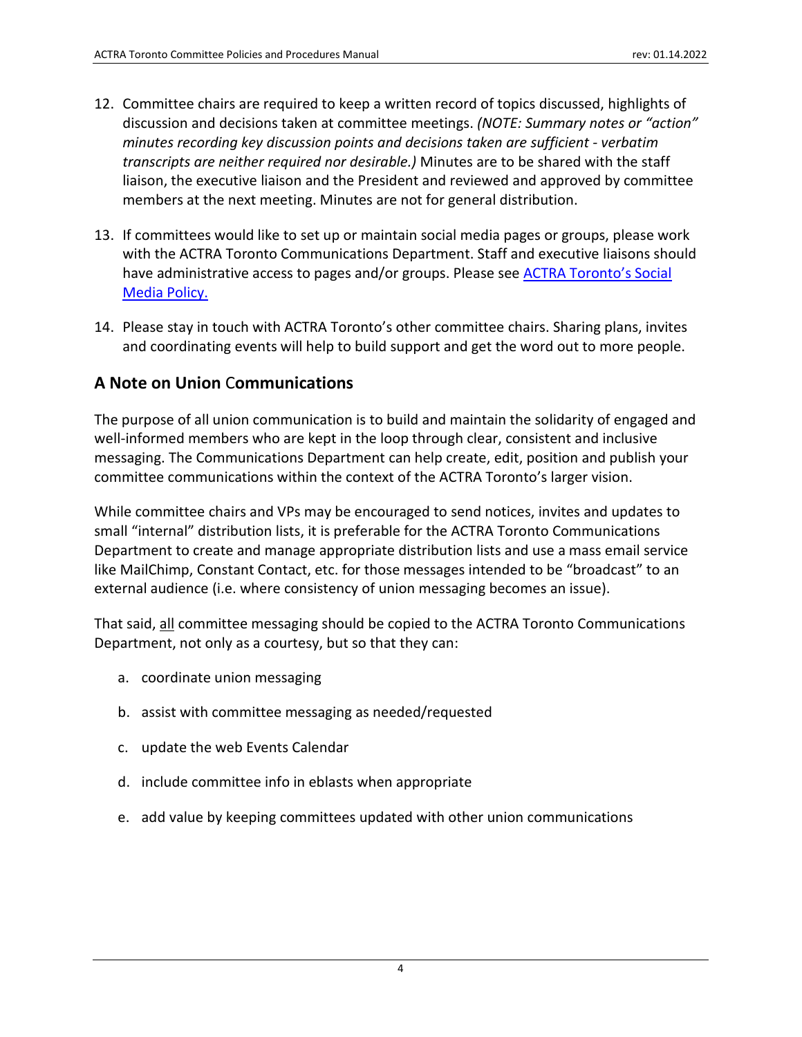12. Committee chairs are required to keep a written record of topics discussed, highlights of discussion and decisions taken at committee meetings. *(NOTE: Summary notes or "action" minutes recording key discussion points and decisions taken are sufficient - verbatim transcripts are neither required nor desirable.)* Minutes are to be shared with the staff liaison, the executive liaison and the President and reviewed and approved by committee members at the next meeting. Minutes are not for general distribution.

13. If committees would like to set up or maintain social media pages or groups, please work with the ACTRA Toronto Communications Department. Staff and executive liaisons should have administrative access to pages and/or groups. Please see [ACTRA Toronto's Social Media Policy.]()

14. Please stay in touch with ACTRA Toronto's other committee chairs. Sharing plans, invites and coordinating events will help to build support and get the word out to more people.

## A Note on Union Communications

The purpose of all union communication is to build and maintain the solidarity of engaged and well-informed members who are kept in the loop through clear, consistent and inclusive messaging. The Communications Department can help create, edit, position and publish your committee communications within the context of the ACTRA Toronto's larger vision.

While committee chairs and VPs may be encouraged to send notices, invites and updates to small "internal" distribution lists, it is preferable for the ACTRA Toronto Communications Department to create and manage appropriate distribution lists and use a mass email service like MailChimp, Constant Contact, etc. for those messages intended to be "broadcast" to an external audience (i.e. where consistency of union messaging becomes an issue).

That said, <u>all</u> committee messaging should be copied to the ACTRA Toronto Communications Department, not only as a courtesy, but so that they can:

a. coordinate union messaging

b. assist with committee messaging as needed/requested

c. update the web Events Calendar

d. include committee info in eblasts when appropriate

e. add value by keeping committees updated with other union communications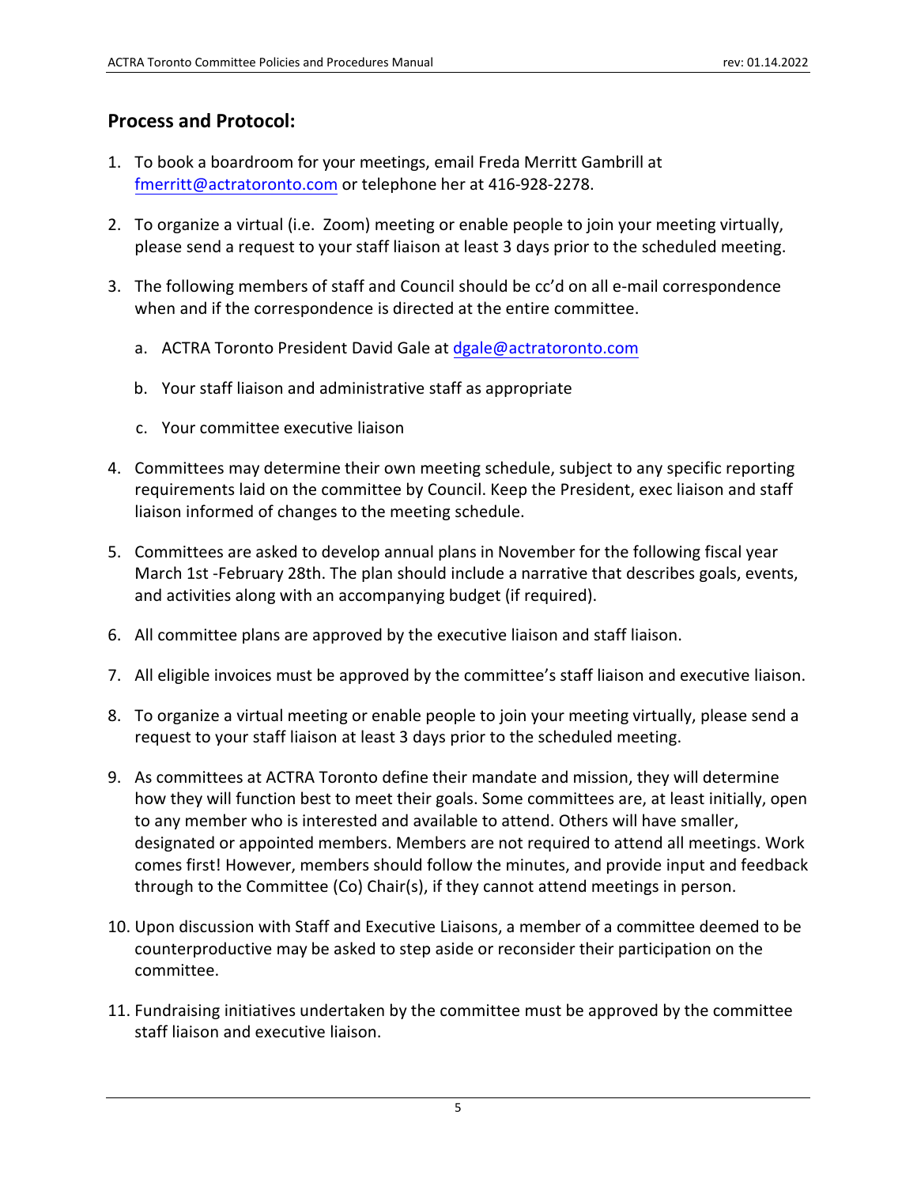## Process and Protocol:

1. To book a boardroom for your meetings, email Freda Merritt Gambrill at fmerritt@actratoronto.com or telephone her at 416-928-2278.

2. To organize a virtual (i.e.  Zoom) meeting or enable people to join your meeting virtually, please send a request to your staff liaison at least 3 days prior to the scheduled meeting.

3. The following members of staff and Council should be cc'd on all e-mail correspondence when and if the correspondence is directed at the entire committee.

    a. ACTRA Toronto President David Gale at dgale@actratoronto.com

    b. Your staff liaison and administrative staff as appropriate

    c. Your committee executive liaison

4. Committees may determine their own meeting schedule, subject to any specific reporting requirements laid on the committee by Council. Keep the President, exec liaison and staff liaison informed of changes to the meeting schedule.

5. Committees are asked to develop annual plans in November for the following fiscal year March 1st -February 28th. The plan should include a narrative that describes goals, events, and activities along with an accompanying budget (if required).

6. All committee plans are approved by the executive liaison and staff liaison.

7. All eligible invoices must be approved by the committee's staff liaison and executive liaison.

8. To organize a virtual meeting or enable people to join your meeting virtually, please send a request to your staff liaison at least 3 days prior to the scheduled meeting.

9. As committees at ACTRA Toronto define their mandate and mission, they will determine how they will function best to meet their goals. Some committees are, at least initially, open to any member who is interested and available to attend. Others will have smaller, designated or appointed members. Members are not required to attend all meetings. Work comes first! However, members should follow the minutes, and provide input and feedback through to the Committee (Co) Chair(s), if they cannot attend meetings in person.

10. Upon discussion with Staff and Executive Liaisons, a member of a committee deemed to be counterproductive may be asked to step aside or reconsider their participation on the committee.

11. Fundraising initiatives undertaken by the committee must be approved by the committee staff liaison and executive liaison.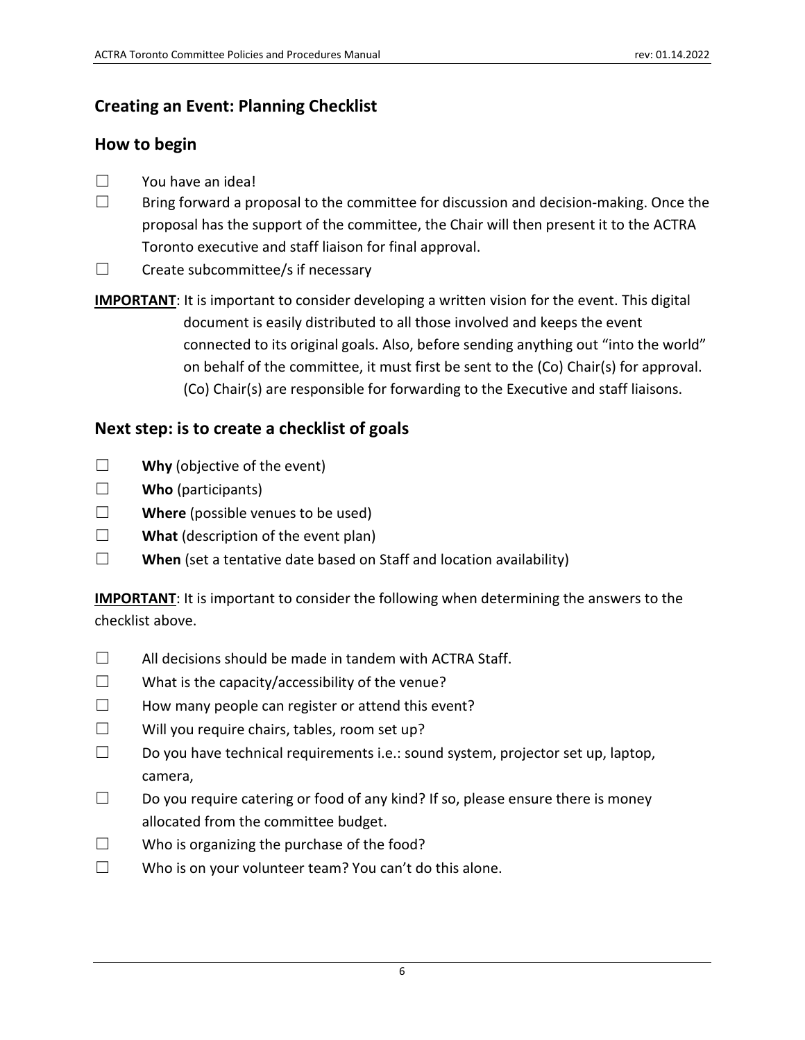## Creating an Event: Planning Checklist

### How to begin

☐ You have an idea!

☐ Bring forward a proposal to the committee for discussion and decision-making. Once the proposal has the support of the committee, the Chair will then present it to the ACTRA Toronto executive and staff liaison for final approval.

☐ Create subcommittee/s if necessary

**IMPORTANT**: It is important to consider developing a written vision for the event. This digital document is easily distributed to all those involved and keeps the event connected to its original goals. Also, before sending anything out "into the world" on behalf of the committee, it must first be sent to the (Co) Chair(s) for approval. (Co) Chair(s) are responsible for forwarding to the Executive and staff liaisons.

### Next step: is to create a checklist of goals

☐ **Why** (objective of the event)

☐ **Who** (participants)

☐ **Where** (possible venues to be used)

☐ **What** (description of the event plan)

☐ **When** (set a tentative date based on Staff and location availability)

**IMPORTANT**: It is important to consider the following when determining the answers to the checklist above.

☐ All decisions should be made in tandem with ACTRA Staff.

☐ What is the capacity/accessibility of the venue?

☐ How many people can register or attend this event?

☐ Will you require chairs, tables, room set up?

☐ Do you have technical requirements i.e.: sound system, projector set up, laptop, camera,

☐ Do you require catering or food of any kind? If so, please ensure there is money allocated from the committee budget.

☐ Who is organizing the purchase of the food?

☐ Who is on your volunteer team? You can't do this alone.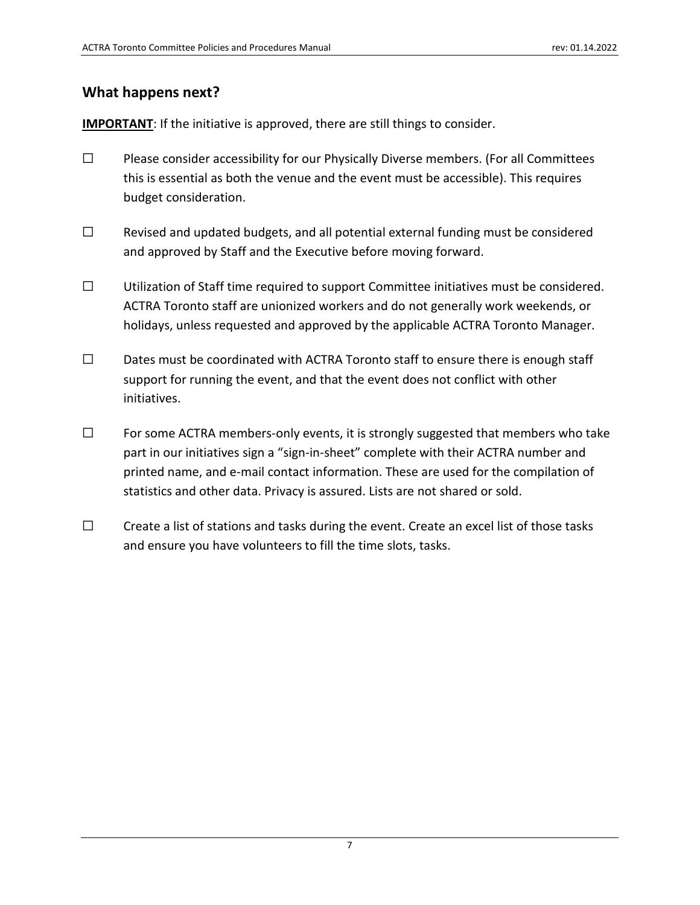## What happens next?

**IMPORTANT**: If the initiative is approved, there are still things to consider.

☐ Please consider accessibility for our Physically Diverse members. (For all Committees this is essential as both the venue and the event must be accessible). This requires budget consideration.

☐ Revised and updated budgets, and all potential external funding must be considered and approved by Staff and the Executive before moving forward.

☐ Utilization of Staff time required to support Committee initiatives must be considered. ACTRA Toronto staff are unionized workers and do not generally work weekends, or holidays, unless requested and approved by the applicable ACTRA Toronto Manager.

☐ Dates must be coordinated with ACTRA Toronto staff to ensure there is enough staff support for running the event, and that the event does not conflict with other initiatives.

☐ For some ACTRA members-only events, it is strongly suggested that members who take part in our initiatives sign a "sign-in-sheet" complete with their ACTRA number and printed name, and e-mail contact information. These are used for the compilation of statistics and other data. Privacy is assured. Lists are not shared or sold.

☐ Create a list of stations and tasks during the event. Create an excel list of those tasks and ensure you have volunteers to fill the time slots, tasks.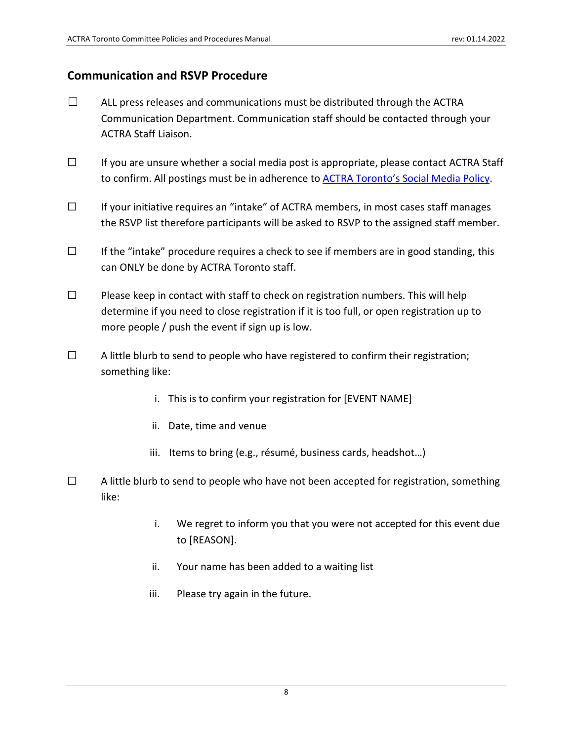## Communication and RSVP Procedure

- ☐ ALL press releases and communications must be distributed through the ACTRA Communication Department. Communication staff should be contacted through your ACTRA Staff Liaison.
- ☐ If you are unsure whether a social media post is appropriate, please contact ACTRA Staff to confirm. All postings must be in adherence to [ACTRA Toronto's Social Media Policy](#).
- ☐ If your initiative requires an "intake" of ACTRA members, in most cases staff manages the RSVP list therefore participants will be asked to RSVP to the assigned staff member.
- ☐ If the "intake" procedure requires a check to see if members are in good standing, this can ONLY be done by ACTRA Toronto staff.
- ☐ Please keep in contact with staff to check on registration numbers. This will help determine if you need to close registration if it is too full, or open registration up to more people / push the event if sign up is low.
- ☐ A little blurb to send to people who have registered to confirm their registration; something like:
    - i. This is to confirm your registration for [EVENT NAME]
    - ii. Date, time and venue
    - iii. Items to bring (e.g., résumé, business cards, headshot…)
- ☐ A little blurb to send to people who have not been accepted for registration, something like:
    - i. We regret to inform you that you were not accepted for this event due to [REASON].
    - ii. Your name has been added to a waiting list
    - iii. Please try again in the future.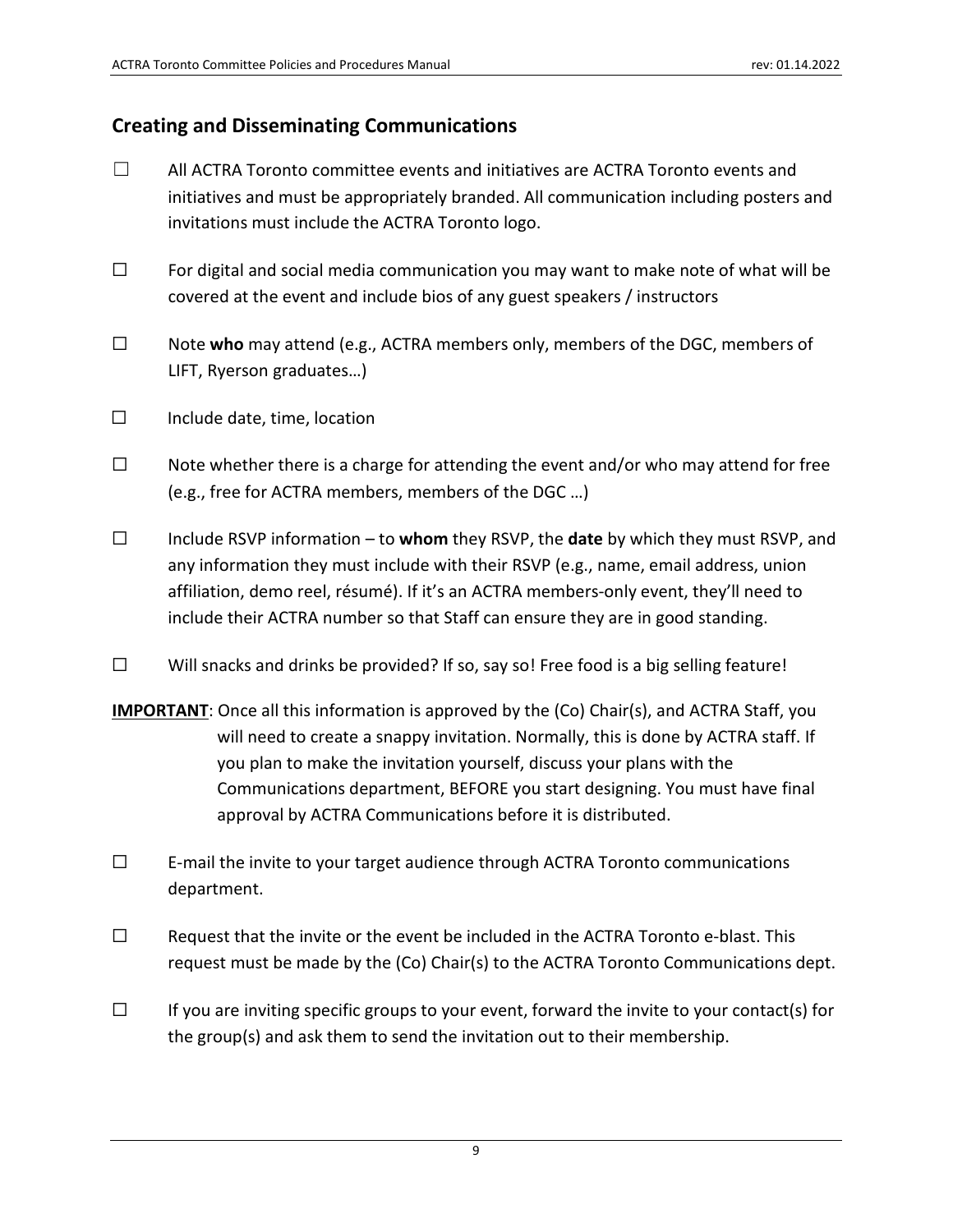## Creating and Disseminating Communications

☐ All ACTRA Toronto committee events and initiatives are ACTRA Toronto events and initiatives and must be appropriately branded. All communication including posters and invitations must include the ACTRA Toronto logo.

☐ For digital and social media communication you may want to make note of what will be covered at the event and include bios of any guest speakers / instructors

☐ Note **who** may attend (e.g., ACTRA members only, members of the DGC, members of LIFT, Ryerson graduates…)

☐ Include date, time, location

☐ Note whether there is a charge for attending the event and/or who may attend for free (e.g., free for ACTRA members, members of the DGC …)

☐ Include RSVP information – to **whom** they RSVP, the **date** by which they must RSVP, and any information they must include with their RSVP (e.g., name, email address, union affiliation, demo reel, résumé). If it's an ACTRA members-only event, they'll need to include their ACTRA number so that Staff can ensure they are in good standing.

☐ Will snacks and drinks be provided? If so, say so! Free food is a big selling feature!

**IMPORTANT**: Once all this information is approved by the (Co) Chair(s), and ACTRA Staff, you will need to create a snappy invitation. Normally, this is done by ACTRA staff. If you plan to make the invitation yourself, discuss your plans with the Communications department, BEFORE you start designing. You must have final approval by ACTRA Communications before it is distributed.

☐ E-mail the invite to your target audience through ACTRA Toronto communications department.

☐ Request that the invite or the event be included in the ACTRA Toronto e-blast. This request must be made by the (Co) Chair(s) to the ACTRA Toronto Communications dept.

☐ If you are inviting specific groups to your event, forward the invite to your contact(s) for the group(s) and ask them to send the invitation out to their membership.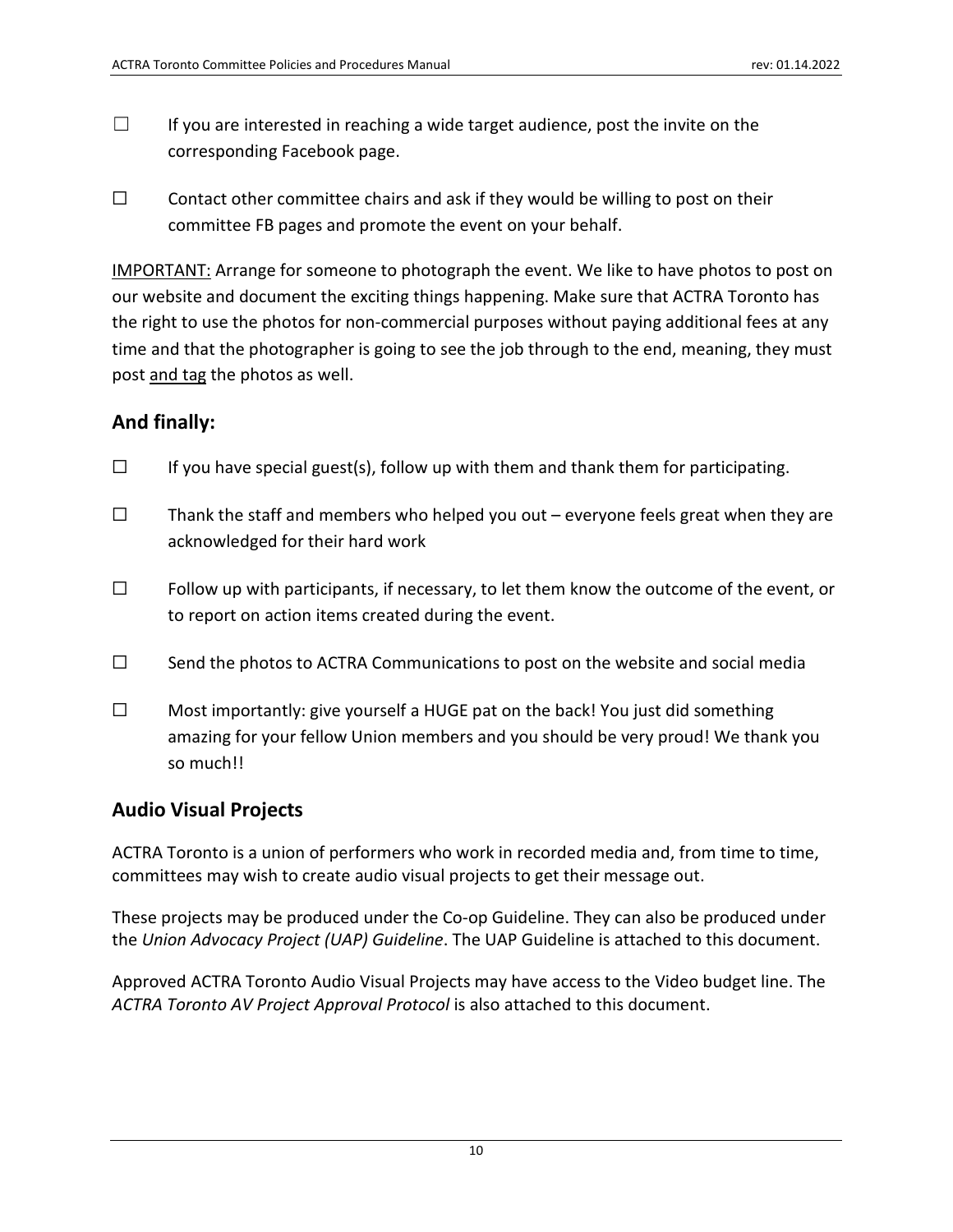- ☐ If you are interested in reaching a wide target audience, post the invite on the corresponding Facebook page.
- ☐ Contact other committee chairs and ask if they would be willing to post on their committee FB pages and promote the event on your behalf.

<u>IMPORTANT:</u> Arrange for someone to photograph the event. We like to have photos to post on our website and document the exciting things happening. Make sure that ACTRA Toronto has the right to use the photos for non-commercial purposes without paying additional fees at any time and that the photographer is going to see the job through to the end, meaning, they must post <u>and tag</u> the photos as well.

## And finally:

- ☐ If you have special guest(s), follow up with them and thank them for participating.
- ☐ Thank the staff and members who helped you out – everyone feels great when they are acknowledged for their hard work
- ☐ Follow up with participants, if necessary, to let them know the outcome of the event, or to report on action items created during the event.
- ☐ Send the photos to ACTRA Communications to post on the website and social media
- ☐ Most importantly: give yourself a HUGE pat on the back! You just did something amazing for your fellow Union members and you should be very proud! We thank you so much!!

## Audio Visual Projects

ACTRA Toronto is a union of performers who work in recorded media and, from time to time, committees may wish to create audio visual projects to get their message out.

These projects may be produced under the Co-op Guideline. They can also be produced under the *Union Advocacy Project (UAP) Guideline*. The UAP Guideline is attached to this document.

Approved ACTRA Toronto Audio Visual Projects may have access to the Video budget line. The *ACTRA Toronto AV Project Approval Protocol* is also attached to this document.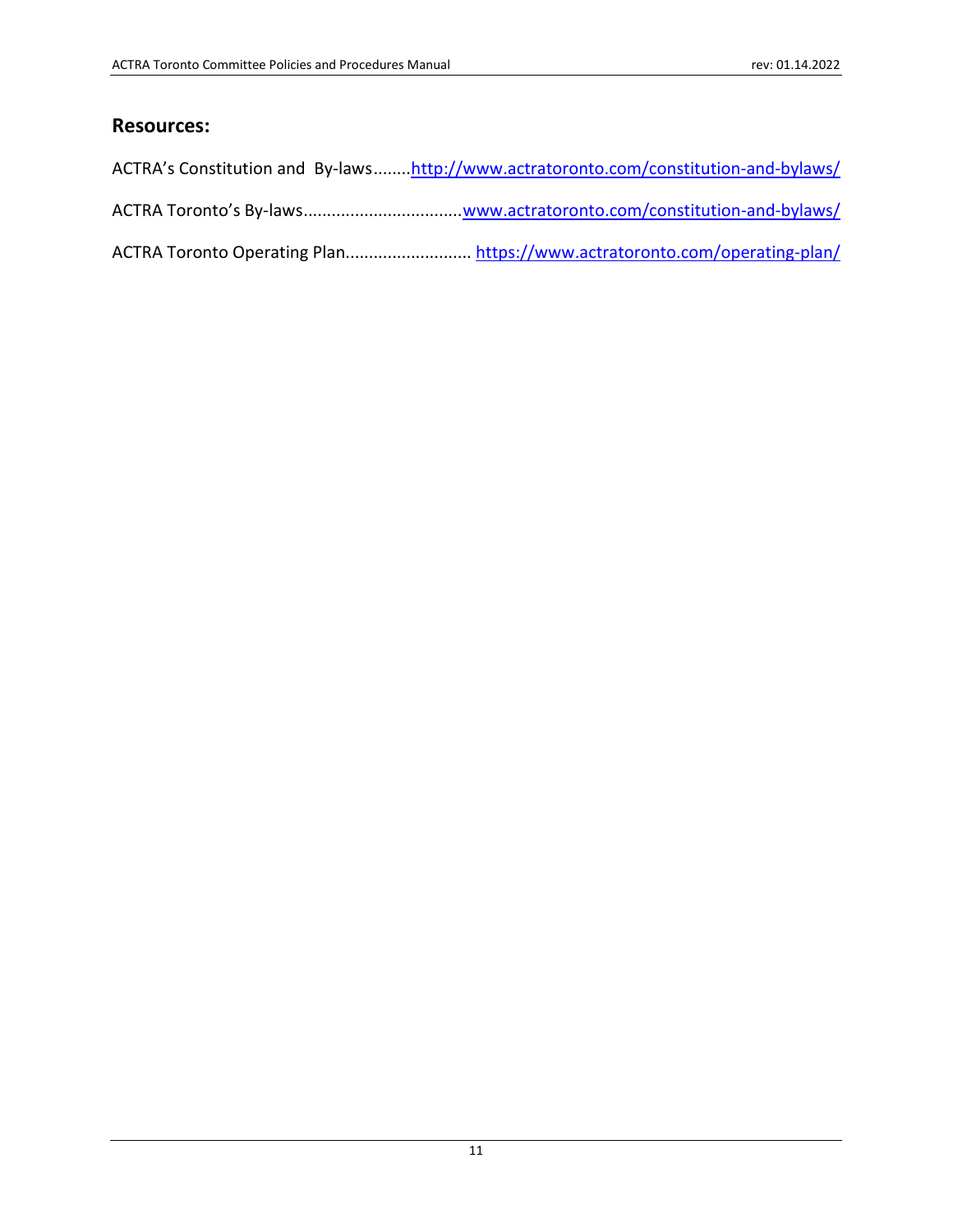## Resources:

ACTRA's Constitution and By-laws........http://www.actratoronto.com/constitution-and-bylaws/

ACTRA Toronto's By-laws..................................www.actratoronto.com/constitution-and-bylaws/

ACTRA Toronto Operating Plan........................... https://www.actratoronto.com/operating-plan/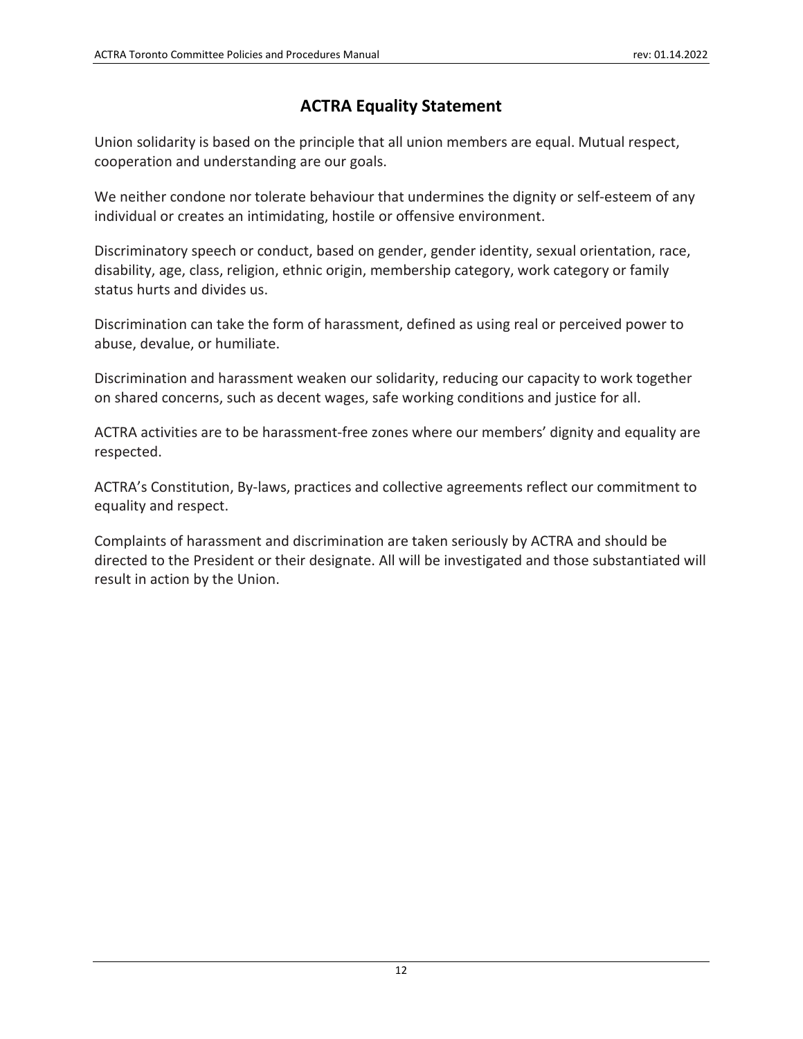# ACTRA Equality Statement

Union solidarity is based on the principle that all union members are equal. Mutual respect, cooperation and understanding are our goals.

We neither condone nor tolerate behaviour that undermines the dignity or self-esteem of any individual or creates an intimidating, hostile or offensive environment.

Discriminatory speech or conduct, based on gender, gender identity, sexual orientation, race, disability, age, class, religion, ethnic origin, membership category, work category or family status hurts and divides us.

Discrimination can take the form of harassment, defined as using real or perceived power to abuse, devalue, or humiliate.

Discrimination and harassment weaken our solidarity, reducing our capacity to work together on shared concerns, such as decent wages, safe working conditions and justice for all.

ACTRA activities are to be harassment-free zones where our members' dignity and equality are respected.

ACTRA's Constitution, By-laws, practices and collective agreements reflect our commitment to equality and respect.

Complaints of harassment and discrimination are taken seriously by ACTRA and should be directed to the President or their designate. All will be investigated and those substantiated will result in action by the Union.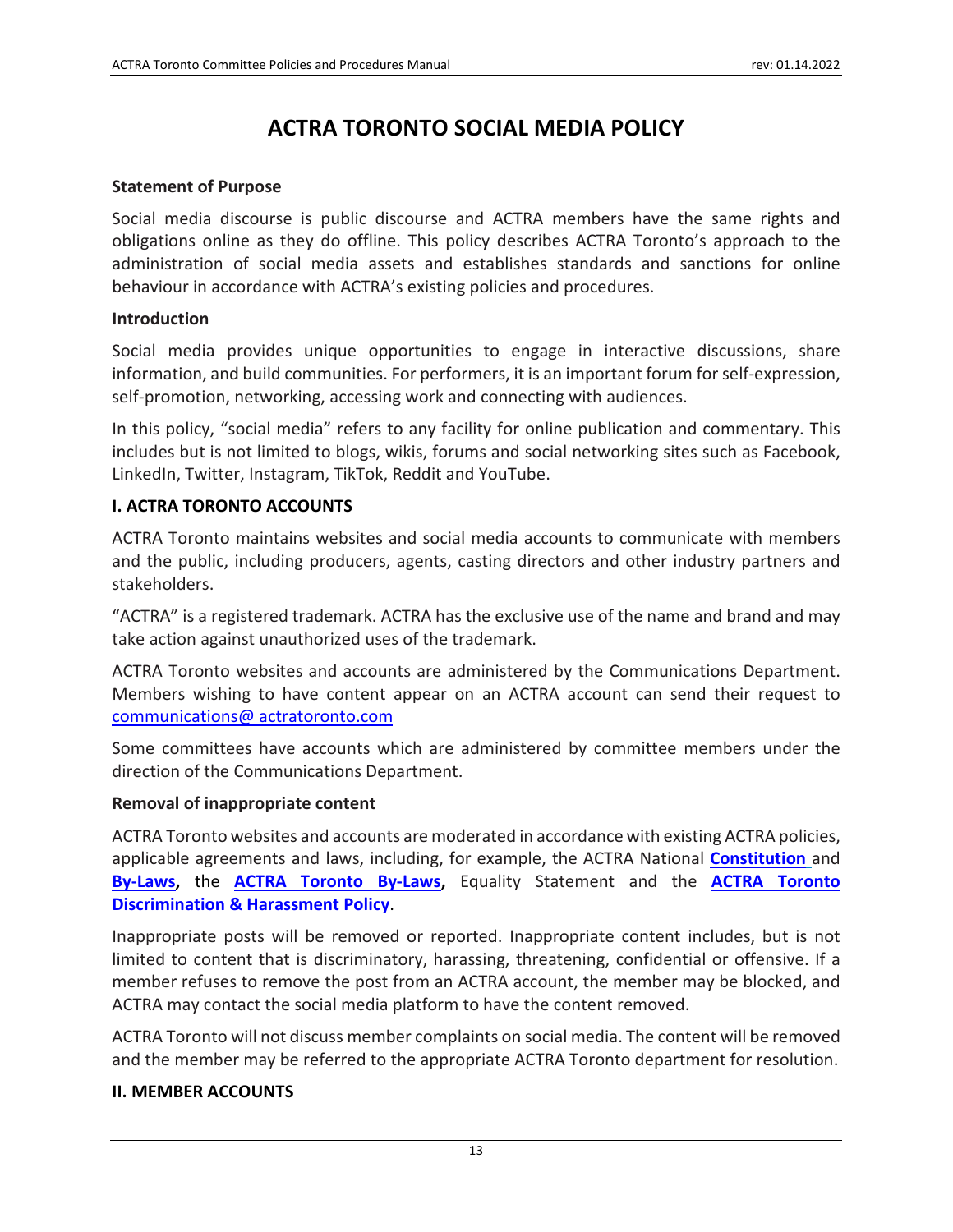# ACTRA TORONTO SOCIAL MEDIA POLICY

**Statement of Purpose**

Social media discourse is public discourse and ACTRA members have the same rights and obligations online as they do offline. This policy describes ACTRA Toronto's approach to the administration of social media assets and establishes standards and sanctions for online behaviour in accordance with ACTRA's existing policies and procedures.

**Introduction**

Social media provides unique opportunities to engage in interactive discussions, share information, and build communities. For performers, it is an important forum for self-expression, self-promotion, networking, accessing work and connecting with audiences.

In this policy, "social media" refers to any facility for online publication and commentary. This includes but is not limited to blogs, wikis, forums and social networking sites such as Facebook, LinkedIn, Twitter, Instagram, TikTok, Reddit and YouTube.

**I. ACTRA TORONTO ACCOUNTS**

ACTRA Toronto maintains websites and social media accounts to communicate with members and the public, including producers, agents, casting directors and other industry partners and stakeholders.

"ACTRA" is a registered trademark. ACTRA has the exclusive use of the name and brand and may take action against unauthorized uses of the trademark.

ACTRA Toronto websites and accounts are administered by the Communications Department. Members wishing to have content appear on an ACTRA account can send their request to communications@ actratoronto.com

Some committees have accounts which are administered by committee members under the direction of the Communications Department.

**Removal of inappropriate content**

ACTRA Toronto websites and accounts are moderated in accordance with existing ACTRA policies, applicable agreements and laws, including, for example, the ACTRA National **Constitution** and **By-Laws,** the **ACTRA Toronto By-Laws,** Equality Statement and the **ACTRA Toronto Discrimination & Harassment Policy**.

Inappropriate posts will be removed or reported. Inappropriate content includes, but is not limited to content that is discriminatory, harassing, threatening, confidential or offensive. If a member refuses to remove the post from an ACTRA account, the member may be blocked, and ACTRA may contact the social media platform to have the content removed.

ACTRA Toronto will not discuss member complaints on social media. The content will be removed and the member may be referred to the appropriate ACTRA Toronto department for resolution.

**II. MEMBER ACCOUNTS**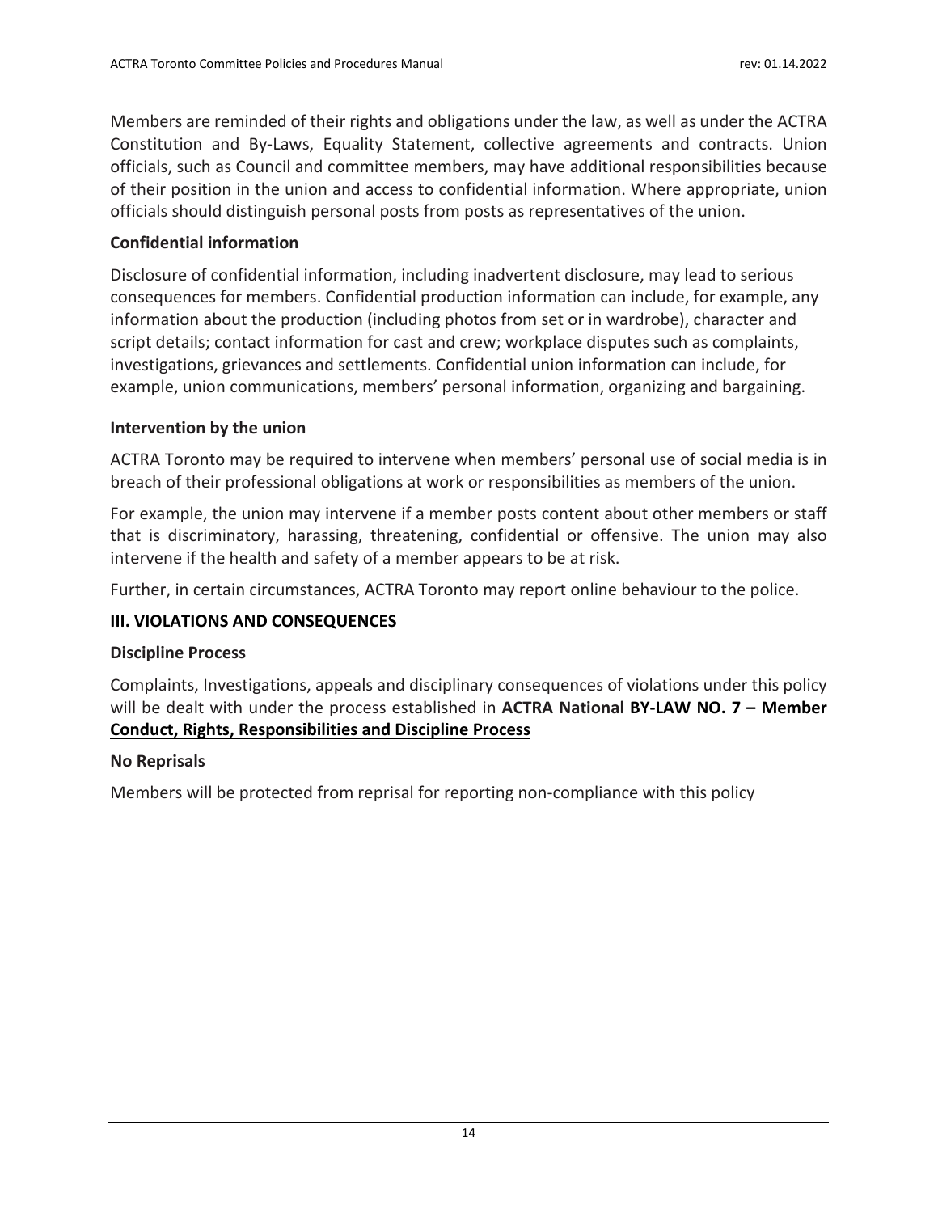Members are reminded of their rights and obligations under the law, as well as under the ACTRA Constitution and By-Laws, Equality Statement, collective agreements and contracts. Union officials, such as Council and committee members, may have additional responsibilities because of their position in the union and access to confidential information. Where appropriate, union officials should distinguish personal posts from posts as representatives of the union.

**Confidential information**

Disclosure of confidential information, including inadvertent disclosure, may lead to serious consequences for members. Confidential production information can include, for example, any information about the production (including photos from set or in wardrobe), character and script details; contact information for cast and crew; workplace disputes such as complaints, investigations, grievances and settlements. Confidential union information can include, for example, union communications, members' personal information, organizing and bargaining.

**Intervention by the union**

ACTRA Toronto may be required to intervene when members' personal use of social media is in breach of their professional obligations at work or responsibilities as members of the union.

For example, the union may intervene if a member posts content about other members or staff that is discriminatory, harassing, threatening, confidential or offensive. The union may also intervene if the health and safety of a member appears to be at risk.

Further, in certain circumstances, ACTRA Toronto may report online behaviour to the police.

## III. VIOLATIONS AND CONSEQUENCES

**Discipline Process**

Complaints, Investigations, appeals and disciplinary consequences of violations under this policy will be dealt with under the process established in **ACTRA National BY-LAW NO. 7 – Member Conduct, Rights, Responsibilities and Discipline Process**

**No Reprisals**

Members will be protected from reprisal for reporting non-compliance with this policy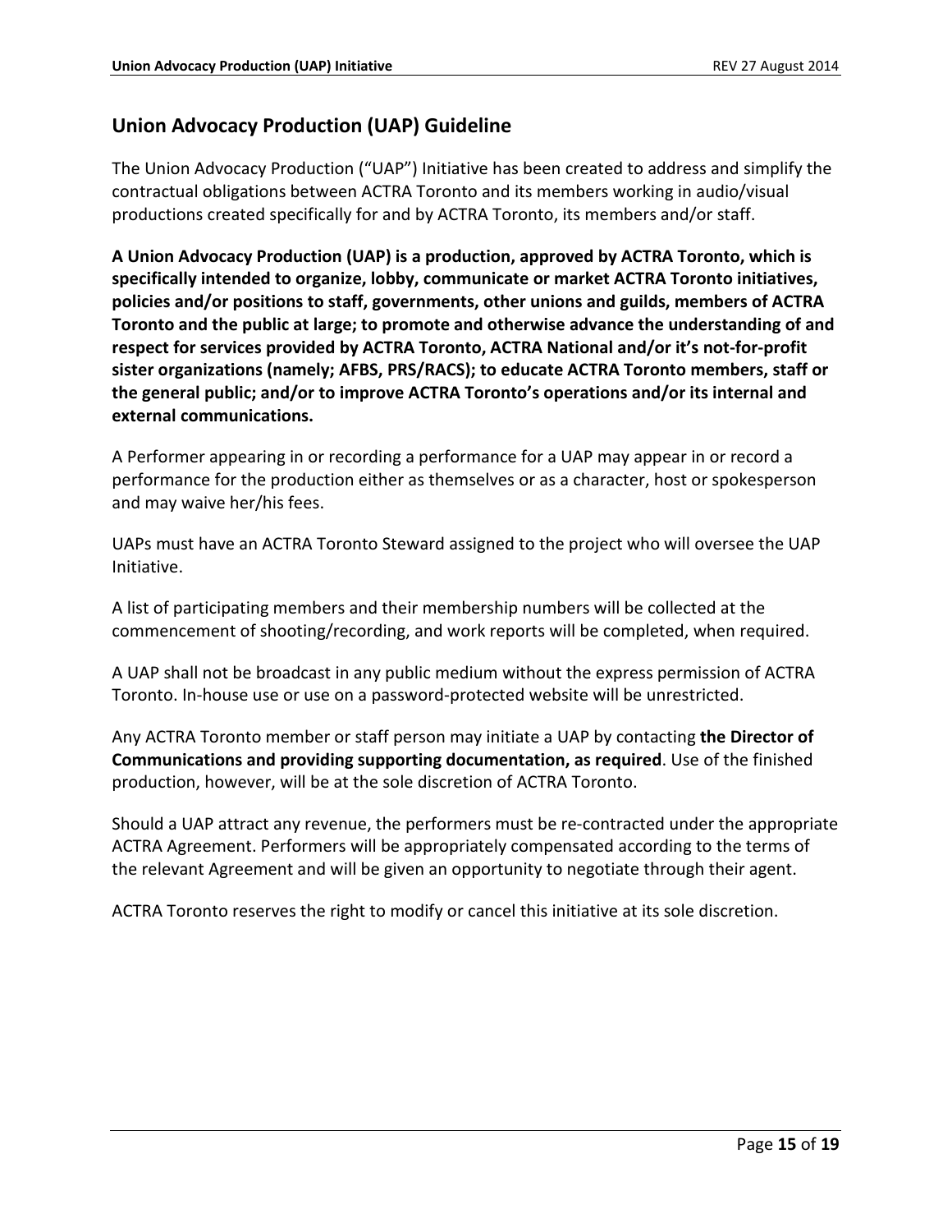## Union Advocacy Production (UAP) Guideline

The Union Advocacy Production ("UAP") Initiative has been created to address and simplify the contractual obligations between ACTRA Toronto and its members working in audio/visual productions created specifically for and by ACTRA Toronto, its members and/or staff.

**A Union Advocacy Production (UAP) is a production, approved by ACTRA Toronto, which is specifically intended to organize, lobby, communicate or market ACTRA Toronto initiatives, policies and/or positions to staff, governments, other unions and guilds, members of ACTRA Toronto and the public at large; to promote and otherwise advance the understanding of and respect for services provided by ACTRA Toronto, ACTRA National and/or it's not-for-profit sister organizations (namely; AFBS, PRS/RACS); to educate ACTRA Toronto members, staff or the general public; and/or to improve ACTRA Toronto's operations and/or its internal and external communications.**

A Performer appearing in or recording a performance for a UAP may appear in or record a performance for the production either as themselves or as a character, host or spokesperson and may waive her/his fees.

UAPs must have an ACTRA Toronto Steward assigned to the project who will oversee the UAP Initiative.

A list of participating members and their membership numbers will be collected at the commencement of shooting/recording, and work reports will be completed, when required.

A UAP shall not be broadcast in any public medium without the express permission of ACTRA Toronto. In-house use or use on a password-protected website will be unrestricted.

Any ACTRA Toronto member or staff person may initiate a UAP by contacting **the Director of Communications and providing supporting documentation, as required**. Use of the finished production, however, will be at the sole discretion of ACTRA Toronto.

Should a UAP attract any revenue, the performers must be re-contracted under the appropriate ACTRA Agreement. Performers will be appropriately compensated according to the terms of the relevant Agreement and will be given an opportunity to negotiate through their agent.

ACTRA Toronto reserves the right to modify or cancel this initiative at its sole discretion.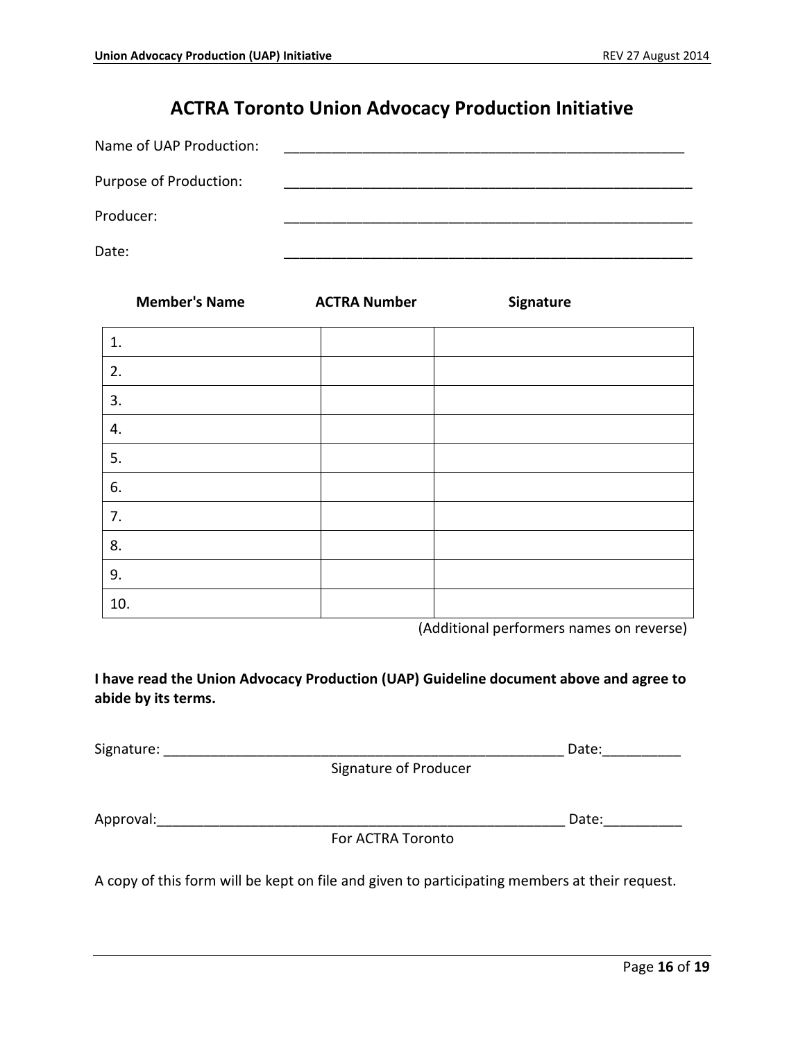# ACTRA Toronto Union Advocacy Production Initiative

Name of UAP Production: _____________________________________________________

Purpose of Production: _______________________________________________________

Producer: _______________________________________________________

Date: _______________________________________________________

| Member's Name | ACTRA Number | Signature |
|---|---|---|
| 1. | | |
| 2. | | |
| 3. | | |
| 4. | | |
| 5. | | |
| 6. | | |
| 7. | | |
| 8. | | |
| 9. | | |
| 10. | | |

(Additional performers names on reverse)

**I have read the Union Advocacy Production (UAP) Guideline document above and agree to abide by its terms.**

Signature: _____________________________________________________ Date:__________
Signature of Producer

Approval:______________________________________________________ Date:__________
For ACTRA Toronto

A copy of this form will be kept on file and given to participating members at their request.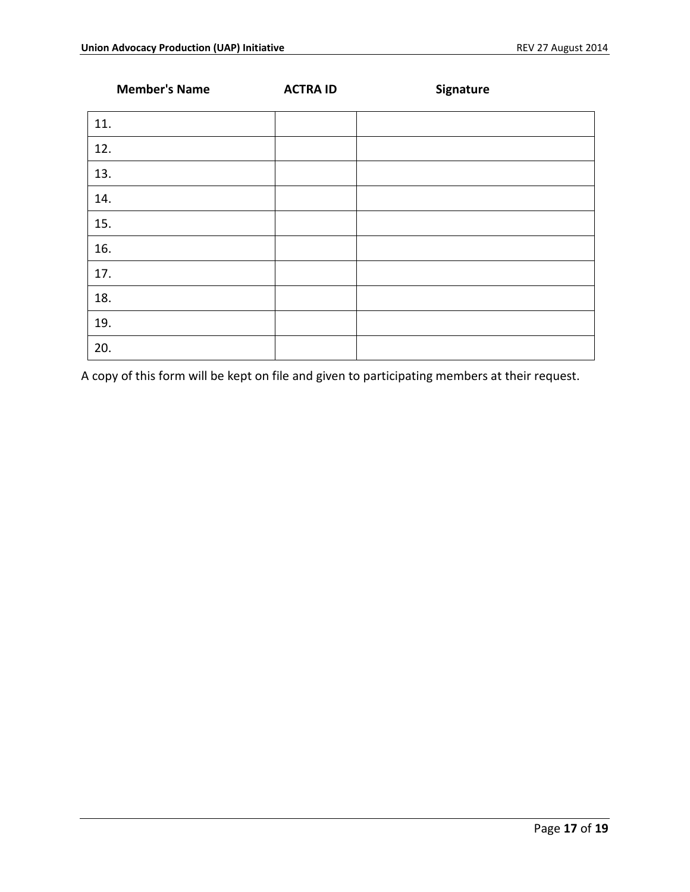| Member's Name | ACTRA ID | Signature |
|---|---|---|
| 11. | | |
| 12. | | |
| 13. | | |
| 14. | | |
| 15. | | |
| 16. | | |
| 17. | | |
| 18. | | |
| 19. | | |
| 20. | | |

A copy of this form will be kept on file and given to participating members at their request.